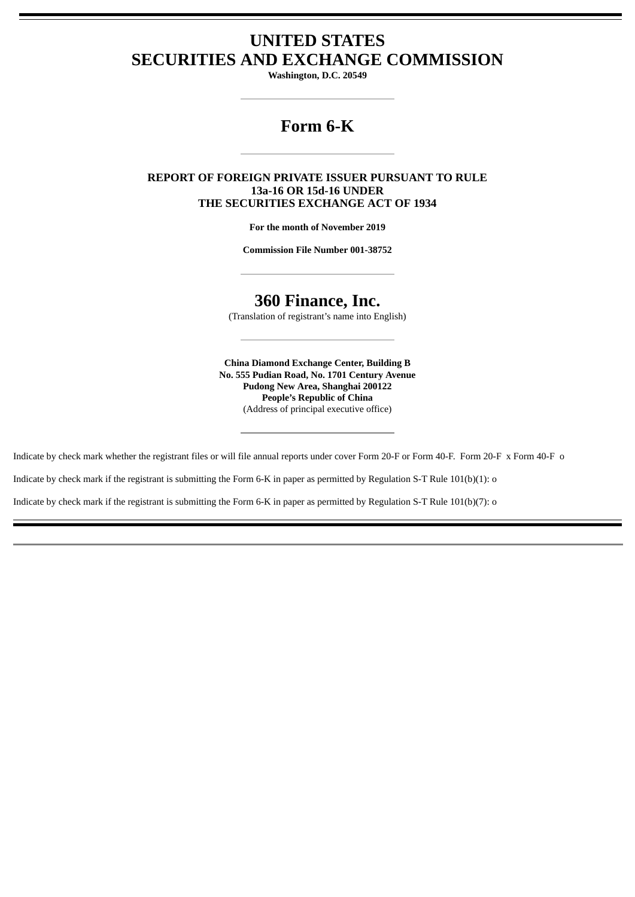# UNITED STATES
# SECURITIES AND EXCHANGE COMMISSION

**Washington, D.C. 20549**

---

# Form 6-K

---

**REPORT OF FOREIGN PRIVATE ISSUER PURSUANT TO RULE 13a-16 OR 15d-16 UNDER THE SECURITIES EXCHANGE ACT OF 1934**

**For the month of November 2019**

**Commission File Number 001-38752**

---

# 360 Finance, Inc.

(Translation of registrant's name into English)

---

**China Diamond Exchange Center, Building B**
**No. 555 Pudian Road, No. 1701 Century Avenue**
**Pudong New Area, Shanghai 200122**
**People's Republic of China**
(Address of principal executive office)

---

Indicate by check mark whether the registrant files or will file annual reports under cover Form 20-F or Form 40-F. Form 20-F x Form 40-F o

Indicate by check mark if the registrant is submitting the Form 6-K in paper as permitted by Regulation S-T Rule 101(b)(1): o

Indicate by check mark if the registrant is submitting the Form 6-K in paper as permitted by Regulation S-T Rule 101(b)(7): o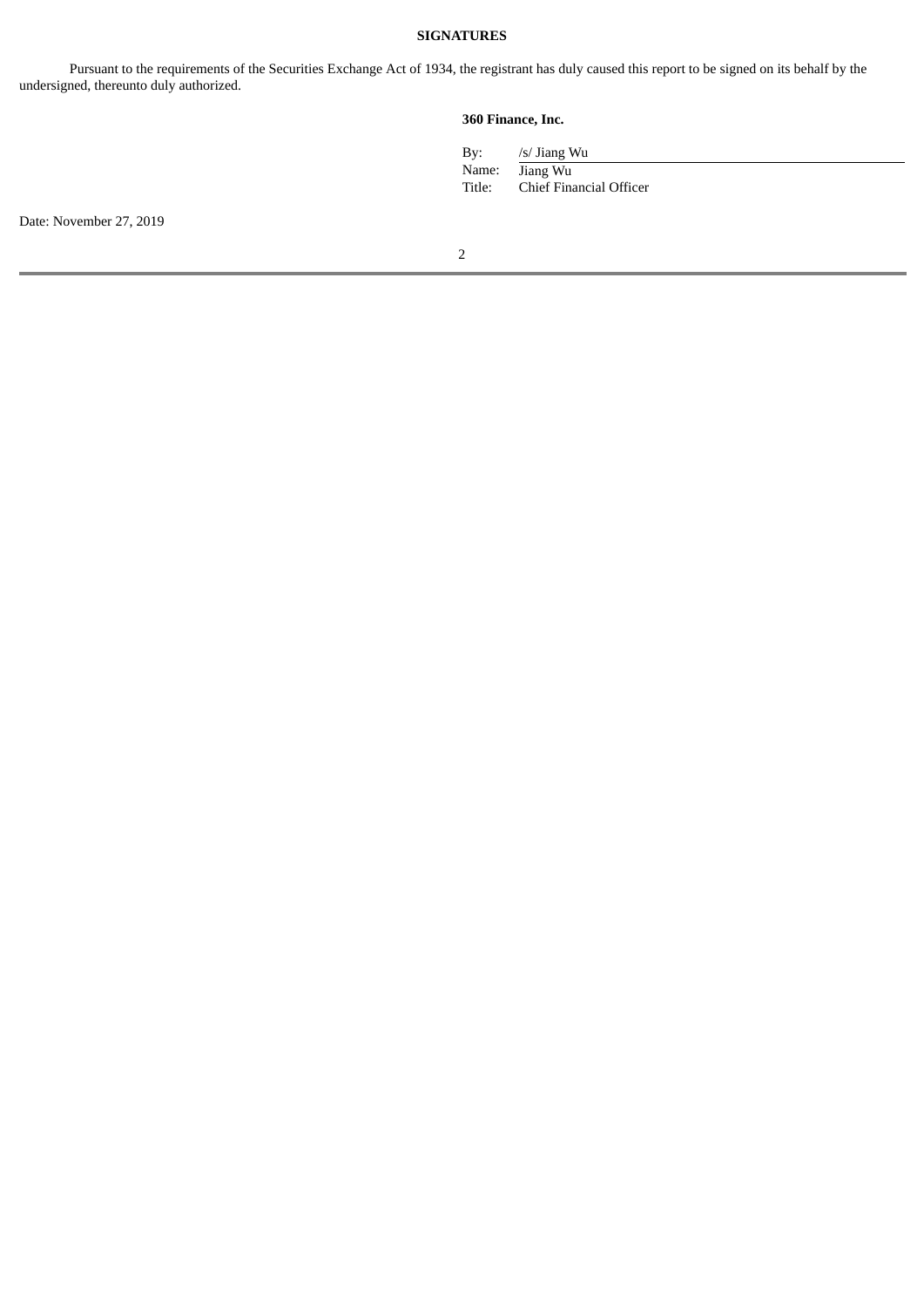## SIGNATURES

Pursuant to the requirements of the Securities Exchange Act of 1934, the registrant has duly caused this report to be signed on its behalf by the undersigned, thereunto duly authorized.

**360 Finance, Inc.**

| | |
|---|---|
| By: | /s/ Jiang Wu |
| Name: | Jiang Wu |
| Title: | Chief Financial Officer |

Date: November 27, 2019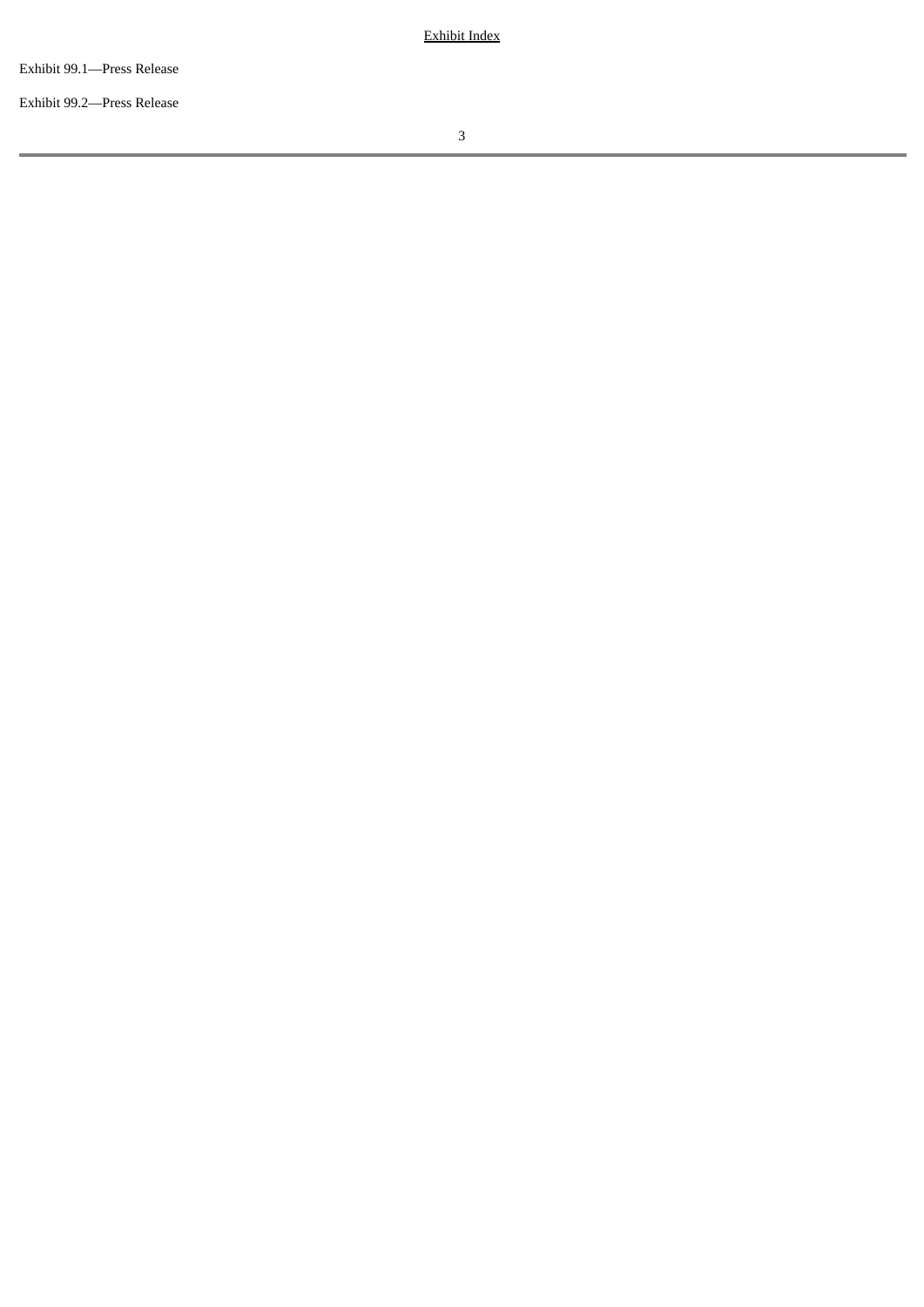<u>Exhibit Index</u>

Exhibit 99.1—Press Release

Exhibit 99.2—Press Release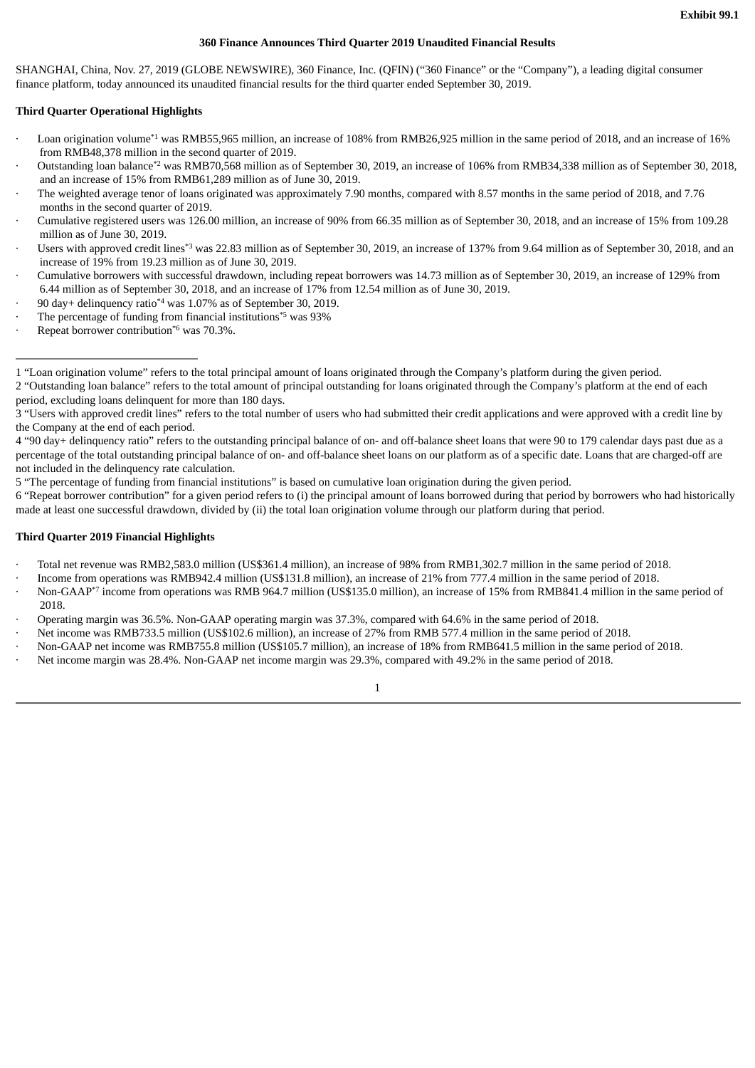**Exhibit 99.1**

# 360 Finance Announces Third Quarter 2019 Unaudited Financial Results

SHANGHAI, China, Nov. 27, 2019 (GLOBE NEWSWIRE), 360 Finance, Inc. (QFIN) ("360 Finance" or the "Company"), a leading digital consumer finance platform, today announced its unaudited financial results for the third quarter ended September 30, 2019.

**Third Quarter Operational Highlights**

- Loan origination volume*[1] was RMB55,965 million, an increase of 108% from RMB26,925 million in the same period of 2018, and an increase of 16% from RMB48,378 million in the second quarter of 2019.
- Outstanding loan balance*[2] was RMB70,568 million as of September 30, 2019, an increase of 106% from RMB34,338 million as of September 30, 2018, and an increase of 15% from RMB61,289 million as of June 30, 2019.
- The weighted average tenor of loans originated was approximately 7.90 months, compared with 8.57 months in the same period of 2018, and 7.76 months in the second quarter of 2019.
- Cumulative registered users was 126.00 million, an increase of 90% from 66.35 million as of September 30, 2018, and an increase of 15% from 109.28 million as of June 30, 2019.
- Users with approved credit lines*[3] was 22.83 million as of September 30, 2019, an increase of 137% from 9.64 million as of September 30, 2018, and an increase of 19% from 19.23 million as of June 30, 2019.
- Cumulative borrowers with successful drawdown, including repeat borrowers was 14.73 million as of September 30, 2019, an increase of 129% from 6.44 million as of September 30, 2018, and an increase of 17% from 12.54 million as of June 30, 2019.
- 90 day+ delinquency ratio*[4] was 1.07% as of September 30, 2019.
- The percentage of funding from financial institutions*[5] was 93%
- Repeat borrower contribution*[6] was 70.3%.

---

1 "Loan origination volume" refers to the total principal amount of loans originated through the Company's platform during the given period.
2 "Outstanding loan balance" refers to the total amount of principal outstanding for loans originated through the Company's platform at the end of each period, excluding loans delinquent for more than 180 days.
3 "Users with approved credit lines" refers to the total number of users who had submitted their credit applications and were approved with a credit line by the Company at the end of each period.
4 "90 day+ delinquency ratio" refers to the outstanding principal balance of on- and off-balance sheet loans that were 90 to 179 calendar days past due as a percentage of the total outstanding principal balance of on- and off-balance sheet loans on our platform as of a specific date. Loans that are charged-off are not included in the delinquency rate calculation.
5 "The percentage of funding from financial institutions" is based on cumulative loan origination during the given period.
6 "Repeat borrower contribution" for a given period refers to (i) the principal amount of loans borrowed during that period by borrowers who had historically made at least one successful drawdown, divided by (ii) the total loan origination volume through our platform during that period.

**Third Quarter 2019 Financial Highlights**

- Total net revenue was RMB2,583.0 million (US$361.4 million), an increase of 98% from RMB1,302.7 million in the same period of 2018.
- Income from operations was RMB942.4 million (US$131.8 million), an increase of 21% from 777.4 million in the same period of 2018.
- Non-GAAP*[7] income from operations was RMB 964.7 million (US$135.0 million), an increase of 15% from RMB841.4 million in the same period of 2018.
- Operating margin was 36.5%. Non-GAAP operating margin was 37.3%, compared with 64.6% in the same period of 2018.
- Net income was RMB733.5 million (US$102.6 million), an increase of 27% from RMB 577.4 million in the same period of 2018.
- Non-GAAP net income was RMB755.8 million (US$105.7 million), an increase of 18% from RMB641.5 million in the same period of 2018.
- Net income margin was 28.4%. Non-GAAP net income margin was 29.3%, compared with 49.2% in the same period of 2018.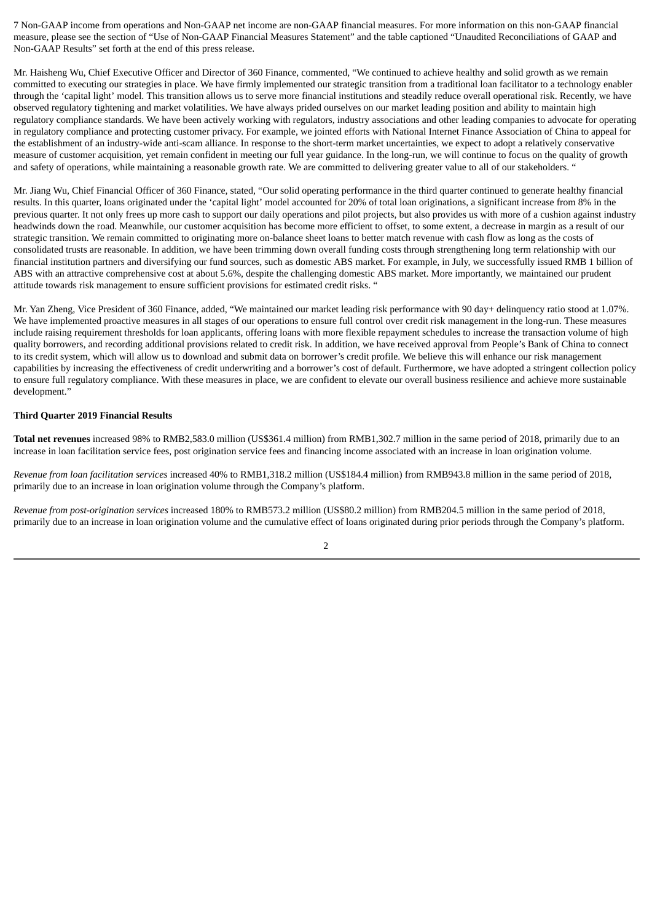7 Non-GAAP income from operations and Non-GAAP net income are non-GAAP financial measures. For more information on this non-GAAP financial measure, please see the section of "Use of Non-GAAP Financial Measures Statement" and the table captioned "Unaudited Reconciliations of GAAP and Non-GAAP Results" set forth at the end of this press release.

Mr. Haisheng Wu, Chief Executive Officer and Director of 360 Finance, commented, "We continued to achieve healthy and solid growth as we remain committed to executing our strategies in place. We have firmly implemented our strategic transition from a traditional loan facilitator to a technology enabler through the 'capital light' model. This transition allows us to serve more financial institutions and steadily reduce overall operational risk. Recently, we have observed regulatory tightening and market volatilities. We have always prided ourselves on our market leading position and ability to maintain high regulatory compliance standards. We have been actively working with regulators, industry associations and other leading companies to advocate for operating in regulatory compliance and protecting customer privacy. For example, we jointed efforts with National Internet Finance Association of China to appeal for the establishment of an industry-wide anti-scam alliance. In response to the short-term market uncertainties, we expect to adopt a relatively conservative measure of customer acquisition, yet remain confident in meeting our full year guidance. In the long-run, we will continue to focus on the quality of growth and safety of operations, while maintaining a reasonable growth rate. We are committed to delivering greater value to all of our stakeholders. "

Mr. Jiang Wu, Chief Financial Officer of 360 Finance, stated, "Our solid operating performance in the third quarter continued to generate healthy financial results. In this quarter, loans originated under the 'capital light' model accounted for 20% of total loan originations, a significant increase from 8% in the previous quarter. It not only frees up more cash to support our daily operations and pilot projects, but also provides us with more of a cushion against industry headwinds down the road. Meanwhile, our customer acquisition has become more efficient to offset, to some extent, a decrease in margin as a result of our strategic transition. We remain committed to originating more on-balance sheet loans to better match revenue with cash flow as long as the costs of consolidated trusts are reasonable. In addition, we have been trimming down overall funding costs through strengthening long term relationship with our financial institution partners and diversifying our fund sources, such as domestic ABS market. For example, in July, we successfully issued RMB 1 billion of ABS with an attractive comprehensive cost at about 5.6%, despite the challenging domestic ABS market. More importantly, we maintained our prudent attitude towards risk management to ensure sufficient provisions for estimated credit risks. "

Mr. Yan Zheng, Vice President of 360 Finance, added, "We maintained our market leading risk performance with 90 day+ delinquency ratio stood at 1.07%. We have implemented proactive measures in all stages of our operations to ensure full control over credit risk management in the long-run. These measures include raising requirement thresholds for loan applicants, offering loans with more flexible repayment schedules to increase the transaction volume of high quality borrowers, and recording additional provisions related to credit risk. In addition, we have received approval from People's Bank of China to connect to its credit system, which will allow us to download and submit data on borrower's credit profile. We believe this will enhance our risk management capabilities by increasing the effectiveness of credit underwriting and a borrower's cost of default. Furthermore, we have adopted a stringent collection policy to ensure full regulatory compliance. With these measures in place, we are confident to elevate our overall business resilience and achieve more sustainable development."

**Third Quarter 2019 Financial Results**

**Total net revenues** increased 98% to RMB2,583.0 million (US$361.4 million) from RMB1,302.7 million in the same period of 2018, primarily due to an increase in loan facilitation service fees, post origination service fees and financing income associated with an increase in loan origination volume.

*Revenue from loan facilitation services* increased 40% to RMB1,318.2 million (US$184.4 million) from RMB943.8 million in the same period of 2018, primarily due to an increase in loan origination volume through the Company's platform.

*Revenue from post-origination services* increased 180% to RMB573.2 million (US$80.2 million) from RMB204.5 million in the same period of 2018, primarily due to an increase in loan origination volume and the cumulative effect of loans originated during prior periods through the Company's platform.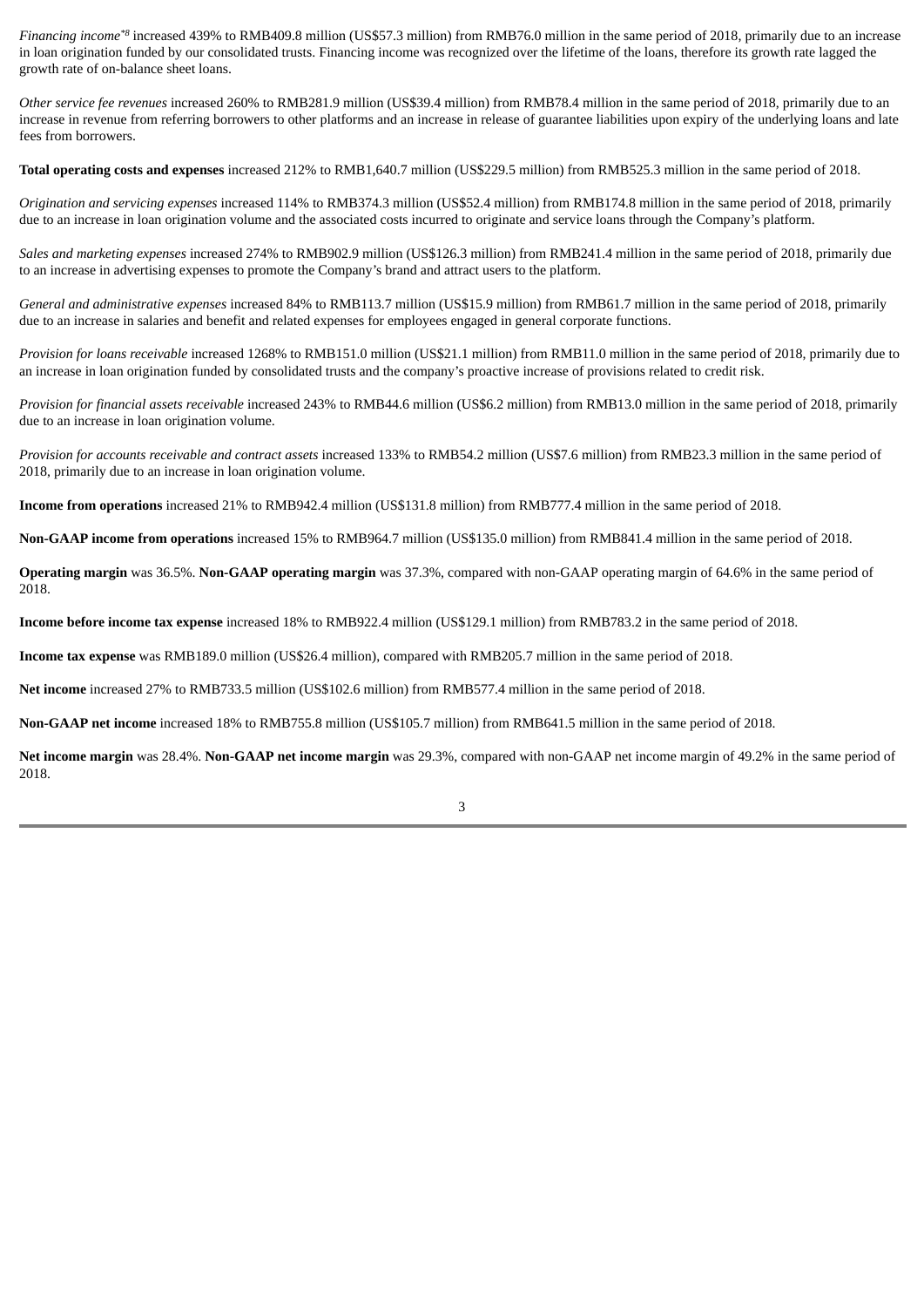*Financing income*[*8] increased 439% to RMB409.8 million (US$57.3 million) from RMB76.0 million in the same period of 2018, primarily due to an increase in loan origination funded by our consolidated trusts. Financing income was recognized over the lifetime of the loans, therefore its growth rate lagged the growth rate of on-balance sheet loans.

*Other service fee revenues* increased 260% to RMB281.9 million (US$39.4 million) from RMB78.4 million in the same period of 2018, primarily due to an increase in revenue from referring borrowers to other platforms and an increase in release of guarantee liabilities upon expiry of the underlying loans and late fees from borrowers.

**Total operating costs and expenses** increased 212% to RMB1,640.7 million (US$229.5 million) from RMB525.3 million in the same period of 2018.

*Origination and servicing expenses* increased 114% to RMB374.3 million (US$52.4 million) from RMB174.8 million in the same period of 2018, primarily due to an increase in loan origination volume and the associated costs incurred to originate and service loans through the Company's platform.

*Sales and marketing expenses* increased 274% to RMB902.9 million (US$126.3 million) from RMB241.4 million in the same period of 2018, primarily due to an increase in advertising expenses to promote the Company's brand and attract users to the platform.

*General and administrative expenses* increased 84% to RMB113.7 million (US$15.9 million) from RMB61.7 million in the same period of 2018, primarily due to an increase in salaries and benefit and related expenses for employees engaged in general corporate functions.

*Provision for loans receivable* increased 1268% to RMB151.0 million (US$21.1 million) from RMB11.0 million in the same period of 2018, primarily due to an increase in loan origination funded by consolidated trusts and the company's proactive increase of provisions related to credit risk.

*Provision for financial assets receivable* increased 243% to RMB44.6 million (US$6.2 million) from RMB13.0 million in the same period of 2018, primarily due to an increase in loan origination volume.

*Provision for accounts receivable and contract assets* increased 133% to RMB54.2 million (US$7.6 million) from RMB23.3 million in the same period of 2018, primarily due to an increase in loan origination volume.

**Income from operations** increased 21% to RMB942.4 million (US$131.8 million) from RMB777.4 million in the same period of 2018.

**Non-GAAP income from operations** increased 15% to RMB964.7 million (US$135.0 million) from RMB841.4 million in the same period of 2018.

**Operating margin** was 36.5%. **Non-GAAP operating margin** was 37.3%, compared with non-GAAP operating margin of 64.6% in the same period of 2018.

**Income before income tax expense** increased 18% to RMB922.4 million (US$129.1 million) from RMB783.2 in the same period of 2018.

**Income tax expense** was RMB189.0 million (US$26.4 million), compared with RMB205.7 million in the same period of 2018.

**Net income** increased 27% to RMB733.5 million (US$102.6 million) from RMB577.4 million in the same period of 2018.

**Non-GAAP net income** increased 18% to RMB755.8 million (US$105.7 million) from RMB641.5 million in the same period of 2018.

**Net income margin** was 28.4%. **Non-GAAP net income margin** was 29.3%, compared with non-GAAP net income margin of 49.2% in the same period of 2018.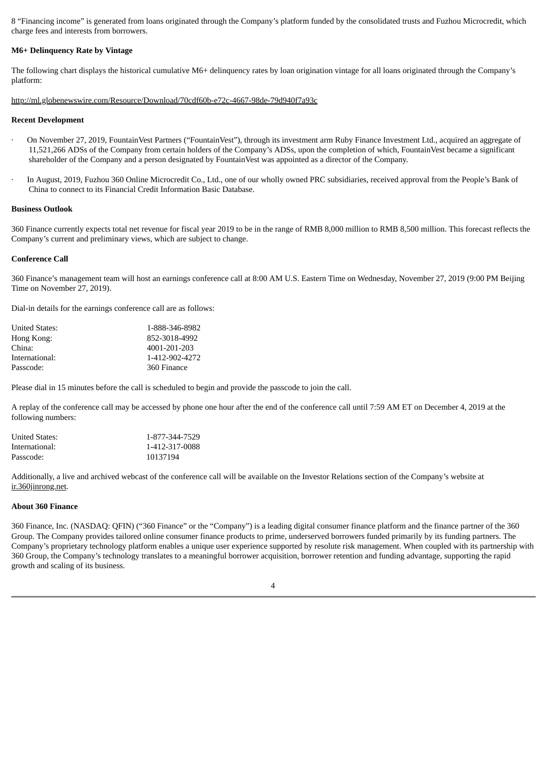8 "Financing income" is generated from loans originated through the Company's platform funded by the consolidated trusts and Fuzhou Microcredit, which charge fees and interests from borrowers.

**M6+ Delinquency Rate by Vintage**

The following chart displays the historical cumulative M6+ delinquency rates by loan origination vintage for all loans originated through the Company's platform:

http://ml.globenewswire.com/Resource/Download/70cdf60b-e72c-4667-98de-79d940f7a93c

**Recent Development**

- On November 27, 2019, FountainVest Partners ("FountainVest"), through its investment arm Ruby Finance Investment Ltd., acquired an aggregate of 11,521,266 ADSs of the Company from certain holders of the Company's ADSs, upon the completion of which, FountainVest became a significant shareholder of the Company and a person designated by FountainVest was appointed as a director of the Company.
- In August, 2019, Fuzhou 360 Online Microcredit Co., Ltd., one of our wholly owned PRC subsidiaries, received approval from the People's Bank of China to connect to its Financial Credit Information Basic Database.

**Business Outlook**

360 Finance currently expects total net revenue for fiscal year 2019 to be in the range of RMB 8,000 million to RMB 8,500 million. This forecast reflects the Company's current and preliminary views, which are subject to change.

**Conference Call**

360 Finance's management team will host an earnings conference call at 8:00 AM U.S. Eastern Time on Wednesday, November 27, 2019 (9:00 PM Beijing Time on November 27, 2019).

Dial-in details for the earnings conference call are as follows:

| | |
|---|---|
| United States: | 1-888-346-8982 |
| Hong Kong: | 852-3018-4992 |
| China: | 4001-201-203 |
| International: | 1-412-902-4272 |
| Passcode: | 360 Finance |

Please dial in 15 minutes before the call is scheduled to begin and provide the passcode to join the call.

A replay of the conference call may be accessed by phone one hour after the end of the conference call until 7:59 AM ET on December 4, 2019 at the following numbers:

| | |
|---|---|
| United States: | 1-877-344-7529 |
| International: | 1-412-317-0088 |
| Passcode: | 10137194 |

Additionally, a live and archived webcast of the conference call will be available on the Investor Relations section of the Company's website at ir.360jinrong.net.

**About 360 Finance**

360 Finance, Inc. (NASDAQ: QFIN) ("360 Finance" or the "Company") is a leading digital consumer finance platform and the finance partner of the 360 Group. The Company provides tailored online consumer finance products to prime, underserved borrowers funded primarily by its funding partners. The Company's proprietary technology platform enables a unique user experience supported by resolute risk management. When coupled with its partnership with 360 Group, the Company's technology translates to a meaningful borrower acquisition, borrower retention and funding advantage, supporting the rapid growth and scaling of its business.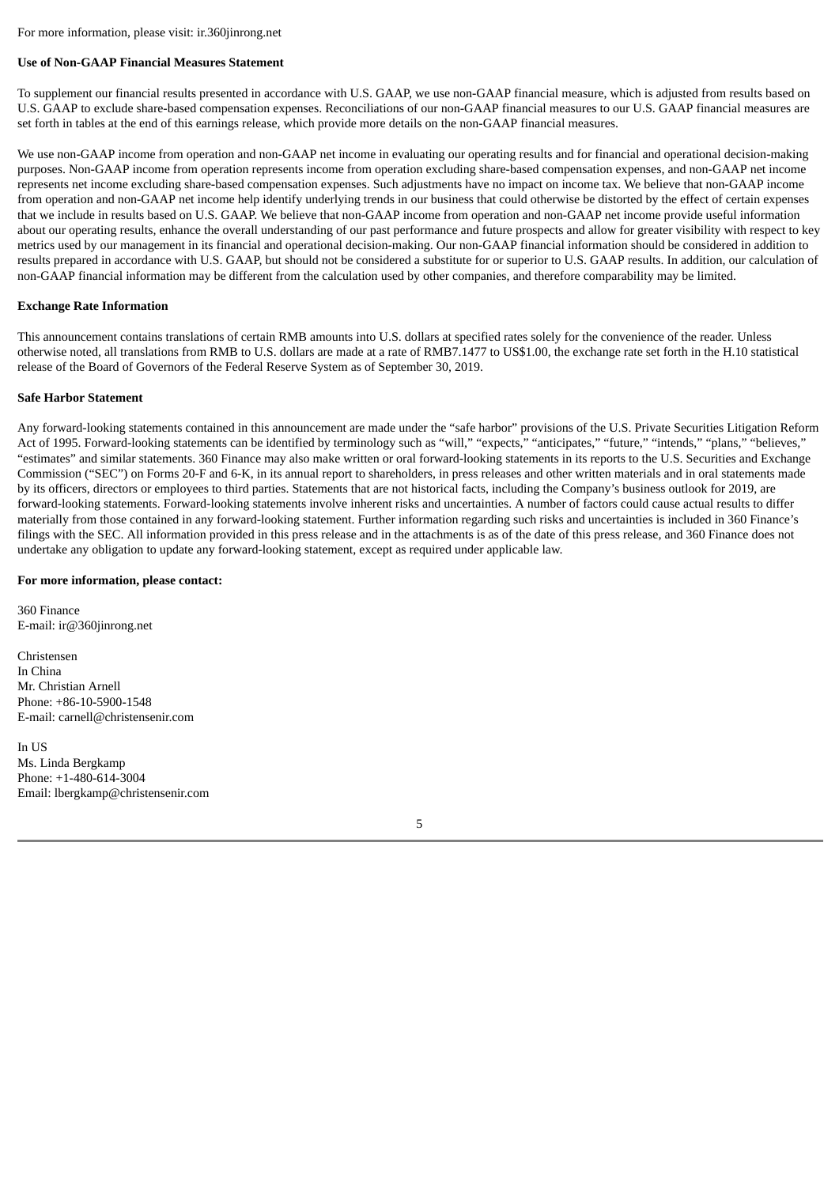For more information, please visit: ir.360jinrong.net

**Use of Non-GAAP Financial Measures Statement**

To supplement our financial results presented in accordance with U.S. GAAP, we use non-GAAP financial measure, which is adjusted from results based on U.S. GAAP to exclude share-based compensation expenses. Reconciliations of our non-GAAP financial measures to our U.S. GAAP financial measures are set forth in tables at the end of this earnings release, which provide more details on the non-GAAP financial measures.

We use non-GAAP income from operation and non-GAAP net income in evaluating our operating results and for financial and operational decision-making purposes. Non-GAAP income from operation represents income from operation excluding share-based compensation expenses, and non-GAAP net income represents net income excluding share-based compensation expenses. Such adjustments have no impact on income tax. We believe that non-GAAP income from operation and non-GAAP net income help identify underlying trends in our business that could otherwise be distorted by the effect of certain expenses that we include in results based on U.S. GAAP. We believe that non-GAAP income from operation and non-GAAP net income provide useful information about our operating results, enhance the overall understanding of our past performance and future prospects and allow for greater visibility with respect to key metrics used by our management in its financial and operational decision-making. Our non-GAAP financial information should be considered in addition to results prepared in accordance with U.S. GAAP, but should not be considered a substitute for or superior to U.S. GAAP results. In addition, our calculation of non-GAAP financial information may be different from the calculation used by other companies, and therefore comparability may be limited.

**Exchange Rate Information**

This announcement contains translations of certain RMB amounts into U.S. dollars at specified rates solely for the convenience of the reader. Unless otherwise noted, all translations from RMB to U.S. dollars are made at a rate of RMB7.1477 to US$1.00, the exchange rate set forth in the H.10 statistical release of the Board of Governors of the Federal Reserve System as of September 30, 2019.

**Safe Harbor Statement**

Any forward-looking statements contained in this announcement are made under the "safe harbor" provisions of the U.S. Private Securities Litigation Reform Act of 1995. Forward-looking statements can be identified by terminology such as "will," "expects," "anticipates," "future," "intends," "plans," "believes," "estimates" and similar statements. 360 Finance may also make written or oral forward-looking statements in its reports to the U.S. Securities and Exchange Commission ("SEC") on Forms 20-F and 6-K, in its annual report to shareholders, in press releases and other written materials and in oral statements made by its officers, directors or employees to third parties. Statements that are not historical facts, including the Company's business outlook for 2019, are forward-looking statements. Forward-looking statements involve inherent risks and uncertainties. A number of factors could cause actual results to differ materially from those contained in any forward-looking statement. Further information regarding such risks and uncertainties is included in 360 Finance's filings with the SEC. All information provided in this press release and in the attachments is as of the date of this press release, and 360 Finance does not undertake any obligation to update any forward-looking statement, except as required under applicable law.

**For more information, please contact:**

360 Finance
E-mail: ir@360jinrong.net

Christensen
In China
Mr. Christian Arnell
Phone: +86-10-5900-1548
E-mail: carnell@christensenir.com

In US
Ms. Linda Bergkamp
Phone: +1-480-614-3004
Email: lbergkamp@christensenir.com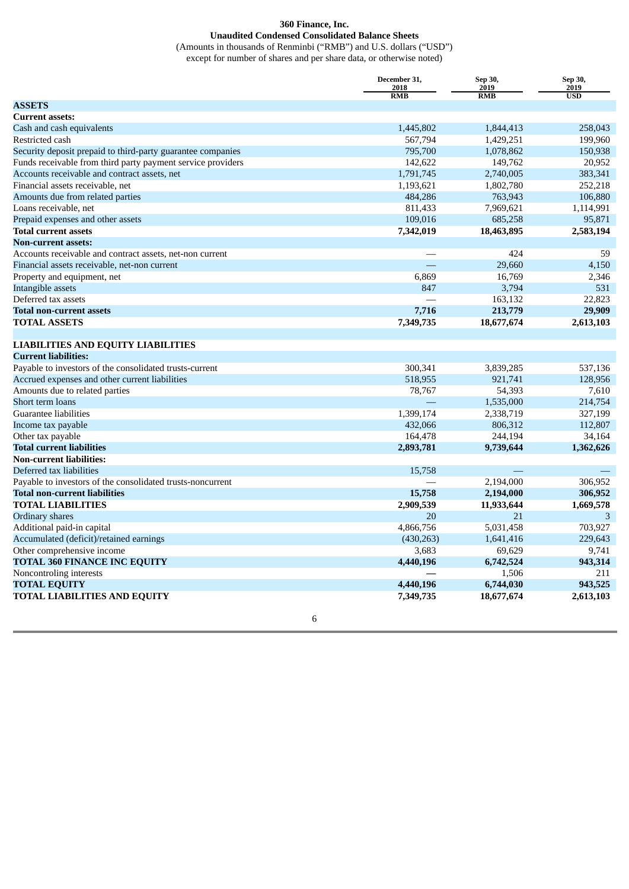# 360 Finance, Inc.

## Unaudited Condensed Consolidated Balance Sheets

(Amounts in thousands of Renminbi ("RMB") and U.S. dollars ("USD")
except for number of shares and per share data, or otherwise noted)

| | December 31, 2018 RMB | Sep 30, 2019 RMB | Sep 30, 2019 USD |
|---|---|---|---|
| **ASSETS** | | | |
| **Current assets:** | | | |
| Cash and cash equivalents | 1,445,802 | 1,844,413 | 258,043 |
| Restricted cash | 567,794 | 1,429,251 | 199,960 |
| Security deposit prepaid to third-party guarantee companies | 795,700 | 1,078,862 | 150,938 |
| Funds receivable from third party payment service providers | 142,622 | 149,762 | 20,952 |
| Accounts receivable and contract assets, net | 1,791,745 | 2,740,005 | 383,341 |
| Financial assets receivable, net | 1,193,621 | 1,802,780 | 252,218 |
| Amounts due from related parties | 484,286 | 763,943 | 106,880 |
| Loans receivable, net | 811,433 | 7,969,621 | 1,114,991 |
| Prepaid expenses and other assets | 109,016 | 685,258 | 95,871 |
| **Total current assets** | **7,342,019** | **18,463,895** | **2,583,194** |
| **Non-current assets:** | | | |
| Accounts receivable and contract assets, net-non current | — | 424 | 59 |
| Financial assets receivable, net-non current | — | 29,660 | 4,150 |
| Property and equipment, net | 6,869 | 16,769 | 2,346 |
| Intangible assets | 847 | 3,794 | 531 |
| Deferred tax assets | — | 163,132 | 22,823 |
| **Total non-current assets** | **7,716** | **213,779** | **29,909** |
| **TOTAL ASSETS** | **7,349,735** | **18,677,674** | **2,613,103** |
| | | | |
| **LIABILITIES AND EQUITY LIABILITIES** | | | |
| **Current liabilities:** | | | |
| Payable to investors of the consolidated trusts-current | 300,341 | 3,839,285 | 537,136 |
| Accrued expenses and other current liabilities | 518,955 | 921,741 | 128,956 |
| Amounts due to related parties | 78,767 | 54,393 | 7,610 |
| Short term loans | — | 1,535,000 | 214,754 |
| Guarantee liabilities | 1,399,174 | 2,338,719 | 327,199 |
| Income tax payable | 432,066 | 806,312 | 112,807 |
| Other tax payable | 164,478 | 244,194 | 34,164 |
| **Total current liabilities** | **2,893,781** | **9,739,644** | **1,362,626** |
| **Non-current liabilities:** | | | |
| Deferred tax liabilities | 15,758 | — | — |
| Payable to investors of the consolidated trusts-noncurrent | — | 2,194,000 | 306,952 |
| **Total non-current liabilities** | **15,758** | **2,194,000** | **306,952** |
| **TOTAL LIABILITIES** | **2,909,539** | **11,933,644** | **1,669,578** |
| Ordinary shares | 20 | 21 | 3 |
| Additional paid-in capital | 4,866,756 | 5,031,458 | 703,927 |
| Accumulated (deficit)/retained earnings | (430,263) | 1,641,416 | 229,643 |
| Other comprehensive income | 3,683 | 69,629 | 9,741 |
| **TOTAL 360 FINANCE INC EQUITY** | **4,440,196** | **6,742,524** | **943,314** |
| Noncontroling interests | — | 1,506 | 211 |
| **TOTAL EQUITY** | **4,440,196** | **6,744,030** | **943,525** |
| **TOTAL LIABILITIES AND EQUITY** | **7,349,735** | **18,677,674** | **2,613,103** |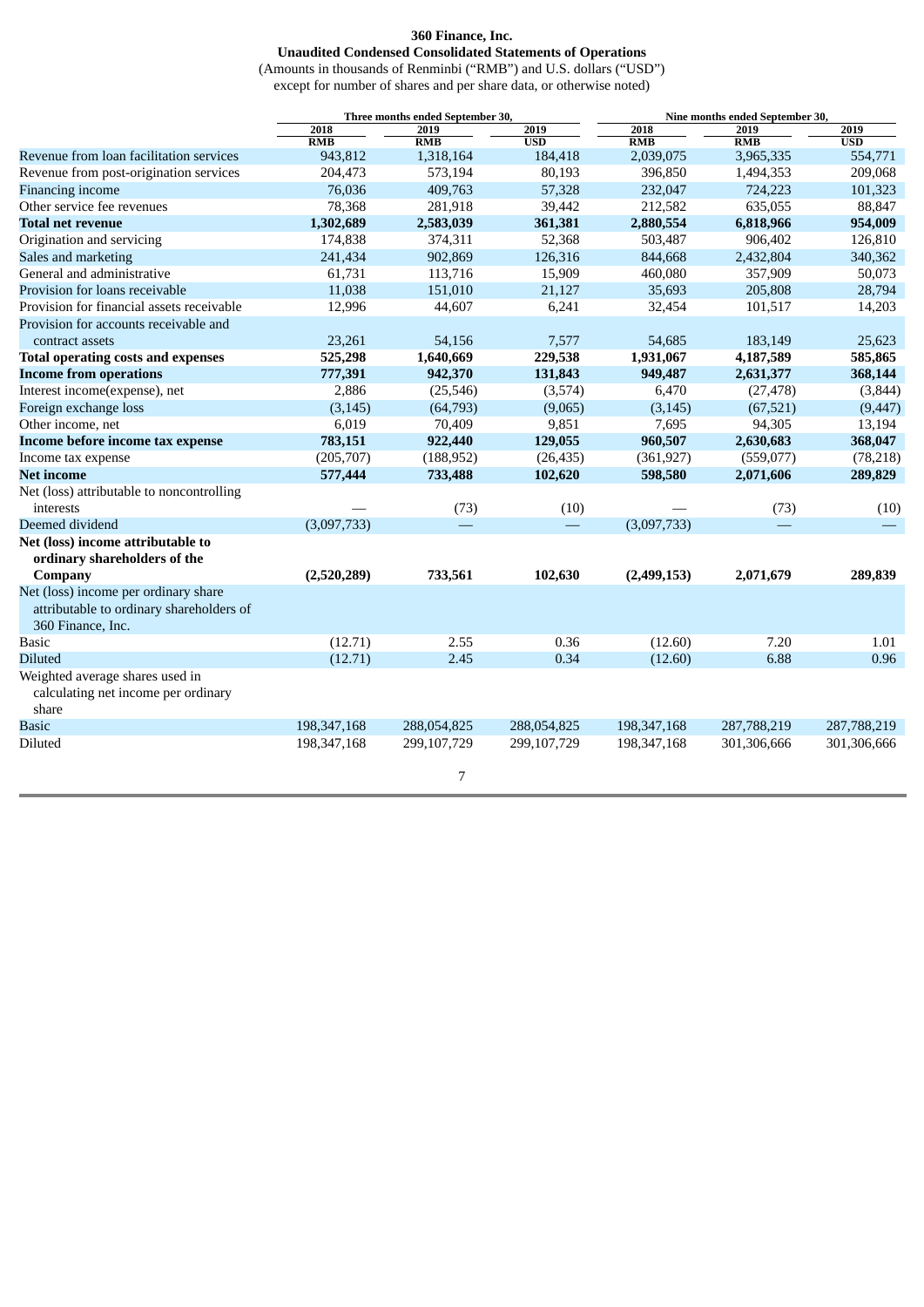**360 Finance, Inc.**
**Unaudited Condensed Consolidated Statements of Operations**
(Amounts in thousands of Renminbi ("RMB") and U.S. dollars ("USD")
except for number of shares and per share data, or otherwise noted)

| | Three months ended September 30, | | | Nine months ended September 30, | | |
|---|---|---|---|---|---|---|
| | 2018 | 2019 | 2019 | 2018 | 2019 | 2019 |
| | RMB | RMB | USD | RMB | RMB | USD |
| Revenue from loan facilitation services | 943,812 | 1,318,164 | 184,418 | 2,039,075 | 3,965,335 | 554,771 |
| Revenue from post-origination services | 204,473 | 573,194 | 80,193 | 396,850 | 1,494,353 | 209,068 |
| Financing income | 76,036 | 409,763 | 57,328 | 232,047 | 724,223 | 101,323 |
| Other service fee revenues | 78,368 | 281,918 | 39,442 | 212,582 | 635,055 | 88,847 |
| **Total net revenue** | **1,302,689** | **2,583,039** | **361,381** | **2,880,554** | **6,818,966** | **954,009** |
| Origination and servicing | 174,838 | 374,311 | 52,368 | 503,487 | 906,402 | 126,810 |
| Sales and marketing | 241,434 | 902,869 | 126,316 | 844,668 | 2,432,804 | 340,362 |
| General and administrative | 61,731 | 113,716 | 15,909 | 460,080 | 357,909 | 50,073 |
| Provision for loans receivable | 11,038 | 151,010 | 21,127 | 35,693 | 205,808 | 28,794 |
| Provision for financial assets receivable | 12,996 | 44,607 | 6,241 | 32,454 | 101,517 | 14,203 |
| Provision for accounts receivable and contract assets | 23,261 | 54,156 | 7,577 | 54,685 | 183,149 | 25,623 |
| **Total operating costs and expenses** | **525,298** | **1,640,669** | **229,538** | **1,931,067** | **4,187,589** | **585,865** |
| **Income from operations** | **777,391** | **942,370** | **131,843** | **949,487** | **2,631,377** | **368,144** |
| Interest income(expense), net | 2,886 | (25,546) | (3,574) | 6,470 | (27,478) | (3,844) |
| Foreign exchange loss | (3,145) | (64,793) | (9,065) | (3,145) | (67,521) | (9,447) |
| Other income, net | 6,019 | 70,409 | 9,851 | 7,695 | 94,305 | 13,194 |
| **Income before income tax expense** | **783,151** | **922,440** | **129,055** | **960,507** | **2,630,683** | **368,047** |
| Income tax expense | (205,707) | (188,952) | (26,435) | (361,927) | (559,077) | (78,218) |
| **Net income** | **577,444** | **733,488** | **102,620** | **598,580** | **2,071,606** | **289,829** |
| Net (loss) attributable to noncontrolling interests | — | (73) | (10) | — | (73) | (10) |
| Deemed dividend | (3,097,733) | — | — | (3,097,733) | — | — |
| **Net (loss) income attributable to ordinary shareholders of the Company** | **(2,520,289)** | **733,561** | **102,630** | **(2,499,153)** | **2,071,679** | **289,839** |
| Net (loss) income per ordinary share attributable to ordinary shareholders of 360 Finance, Inc. | | | | | | |
| Basic | (12.71) | 2.55 | 0.36 | (12.60) | 7.20 | 1.01 |
| Diluted | (12.71) | 2.45 | 0.34 | (12.60) | 6.88 | 0.96 |
| Weighted average shares used in calculating net income per ordinary share | | | | | | |
| Basic | 198,347,168 | 288,054,825 | 288,054,825 | 198,347,168 | 287,788,219 | 287,788,219 |
| Diluted | 198,347,168 | 299,107,729 | 299,107,729 | 198,347,168 | 301,306,666 | 301,306,666 |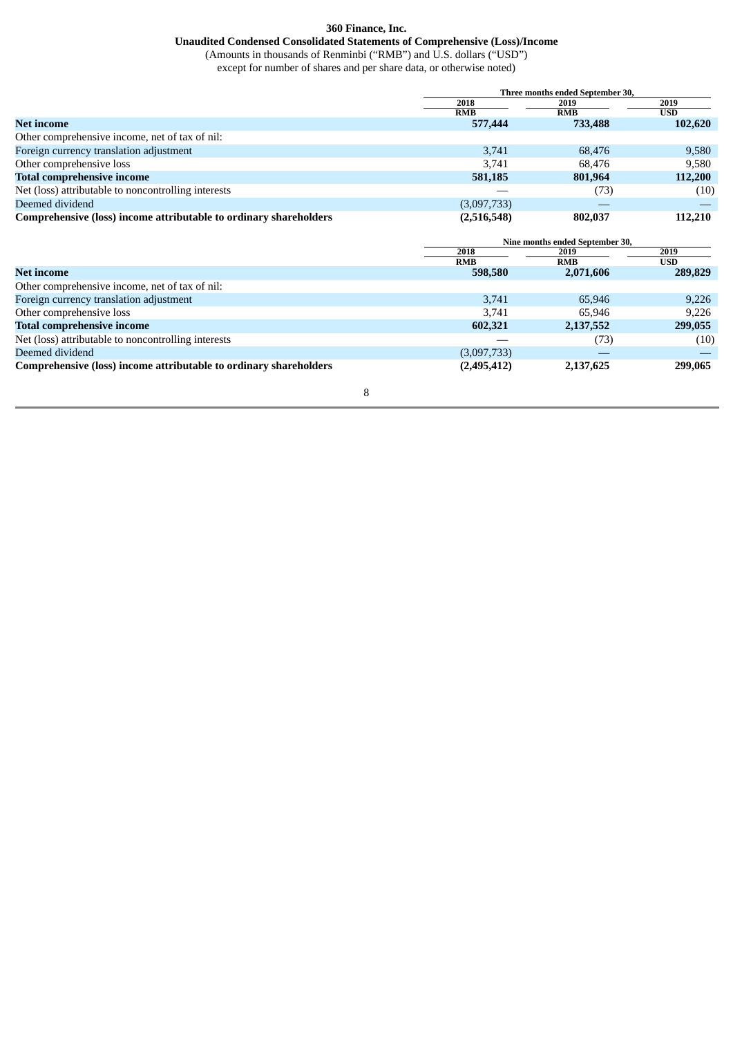**360 Finance, Inc.**

**Unaudited Condensed Consolidated Statements of Comprehensive (Loss)/Income**

(Amounts in thousands of Renminbi ("RMB") and U.S. dollars ("USD")
except for number of shares and per share data, or otherwise noted)

| | Three months ended September 30, | | |
|---|---|---|---|
| | 2018 | 2019 | 2019 |
| | RMB | RMB | USD |
| **Net income** | **577,444** | **733,488** | **102,620** |
| Other comprehensive income, net of tax of nil: | | | |
| Foreign currency translation adjustment | 3,741 | 68,476 | 9,580 |
| Other comprehensive loss | 3,741 | 68,476 | 9,580 |
| **Total comprehensive income** | **581,185** | **801,964** | **112,200** |
| Net (loss) attributable to noncontrolling interests | — | (73) | (10) |
| Deemed dividend | (3,097,733) | — | — |
| **Comprehensive (loss) income attributable to ordinary shareholders** | **(2,516,548)** | **802,037** | **112,210** |

| | Nine months ended September 30, | | |
|---|---|---|---|
| | 2018 | 2019 | 2019 |
| | RMB | RMB | USD |
| **Net income** | **598,580** | **2,071,606** | **289,829** |
| Other comprehensive income, net of tax of nil: | | | |
| Foreign currency translation adjustment | 3,741 | 65,946 | 9,226 |
| Other comprehensive loss | 3,741 | 65,946 | 9,226 |
| **Total comprehensive income** | **602,321** | **2,137,552** | **299,055** |
| Net (loss) attributable to noncontrolling interests | — | (73) | (10) |
| Deemed dividend | (3,097,733) | — | — |
| **Comprehensive (loss) income attributable to ordinary shareholders** | **(2,495,412)** | **2,137,625** | **299,065** |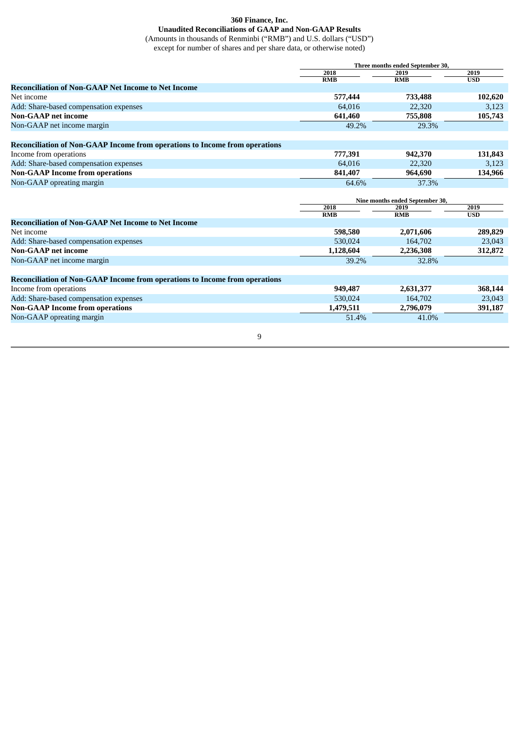**360 Finance, Inc.**
**Unaudited Reconciliations of GAAP and Non-GAAP Results**
(Amounts in thousands of Renminbi ("RMB") and U.S. dollars ("USD")
except for number of shares and per share data, or otherwise noted)

| | Three months ended September 30, | | |
|---|---|---|---|
| | 2018 | 2019 | 2019 |
| | RMB | RMB | USD |
| **Reconciliation of Non-GAAP Net Income to Net Income** | | | |
| Net income | **577,444** | **733,488** | **102,620** |
| Add: Share-based compensation expenses | 64,016 | 22,320 | 3,123 |
| **Non-GAAP net income** | **641,460** | **755,808** | **105,743** |
| Non-GAAP net income margin | 49.2% | 29.3% | |
| | | | |
| **Reconciliation of Non-GAAP Income from operations to Income from operations** | | | |
| Income from operations | **777,391** | **942,370** | **131,843** |
| Add: Share-based compensation expenses | 64,016 | 22,320 | 3,123 |
| **Non-GAAP Income from operations** | **841,407** | **964,690** | **134,966** |
| Non-GAAP opreating margin | 64.6% | 37.3% | |

| | Nine months ended September 30, | | |
|---|---|---|---|
| | 2018 | 2019 | 2019 |
| | RMB | RMB | USD |
| **Reconciliation of Non-GAAP Net Income to Net Income** | | | |
| Net income | **598,580** | **2,071,606** | **289,829** |
| Add: Share-based compensation expenses | 530,024 | 164,702 | 23,043 |
| **Non-GAAP net income** | **1,128,604** | **2,236,308** | **312,872** |
| Non-GAAP net income margin | 39.2% | 32.8% | |
| | | | |
| **Reconciliation of Non-GAAP Income from operations to Income from operations** | | | |
| Income from operations | **949,487** | **2,631,377** | **368,144** |
| Add: Share-based compensation expenses | 530,024 | 164,702 | 23,043 |
| **Non-GAAP Income from operations** | **1,479,511** | **2,796,079** | **391,187** |
| Non-GAAP opreating margin | 51.4% | 41.0% | |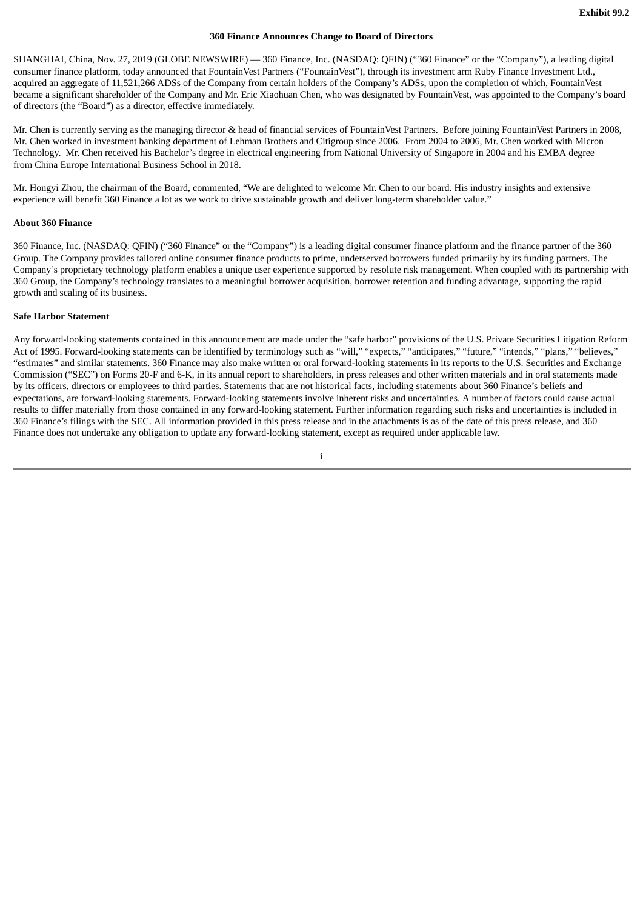**Exhibit 99.2**

# 360 Finance Announces Change to Board of Directors

SHANGHAI, China, Nov. 27, 2019 (GLOBE NEWSWIRE) — 360 Finance, Inc. (NASDAQ: QFIN) ("360 Finance" or the "Company"), a leading digital consumer finance platform, today announced that FountainVest Partners ("FountainVest"), through its investment arm Ruby Finance Investment Ltd., acquired an aggregate of 11,521,266 ADSs of the Company from certain holders of the Company's ADSs, upon the completion of which, FountainVest became a significant shareholder of the Company and Mr. Eric Xiaohuan Chen, who was designated by FountainVest, was appointed to the Company's board of directors (the "Board") as a director, effective immediately.

Mr. Chen is currently serving as the managing director & head of financial services of FountainVest Partners. Before joining FountainVest Partners in 2008, Mr. Chen worked in investment banking department of Lehman Brothers and Citigroup since 2006. From 2004 to 2006, Mr. Chen worked with Micron Technology. Mr. Chen received his Bachelor's degree in electrical engineering from National University of Singapore in 2004 and his EMBA degree from China Europe International Business School in 2018.

Mr. Hongyi Zhou, the chairman of the Board, commented, "We are delighted to welcome Mr. Chen to our board. His industry insights and extensive experience will benefit 360 Finance a lot as we work to drive sustainable growth and deliver long-term shareholder value."

**About 360 Finance**

360 Finance, Inc. (NASDAQ: QFIN) ("360 Finance" or the "Company") is a leading digital consumer finance platform and the finance partner of the 360 Group. The Company provides tailored online consumer finance products to prime, underserved borrowers funded primarily by its funding partners. The Company's proprietary technology platform enables a unique user experience supported by resolute risk management. When coupled with its partnership with 360 Group, the Company's technology translates to a meaningful borrower acquisition, borrower retention and funding advantage, supporting the rapid growth and scaling of its business.

**Safe Harbor Statement**

Any forward-looking statements contained in this announcement are made under the "safe harbor" provisions of the U.S. Private Securities Litigation Reform Act of 1995. Forward-looking statements can be identified by terminology such as "will," "expects," "anticipates," "future," "intends," "plans," "believes," "estimates" and similar statements. 360 Finance may also make written or oral forward-looking statements in its reports to the U.S. Securities and Exchange Commission ("SEC") on Forms 20-F and 6-K, in its annual report to shareholders, in press releases and other written materials and in oral statements made by its officers, directors or employees to third parties. Statements that are not historical facts, including statements about 360 Finance's beliefs and expectations, are forward-looking statements. Forward-looking statements involve inherent risks and uncertainties. A number of factors could cause actual results to differ materially from those contained in any forward-looking statement. Further information regarding such risks and uncertainties is included in 360 Finance's filings with the SEC. All information provided in this press release and in the attachments is as of the date of this press release, and 360 Finance does not undertake any obligation to update any forward-looking statement, except as required under applicable law.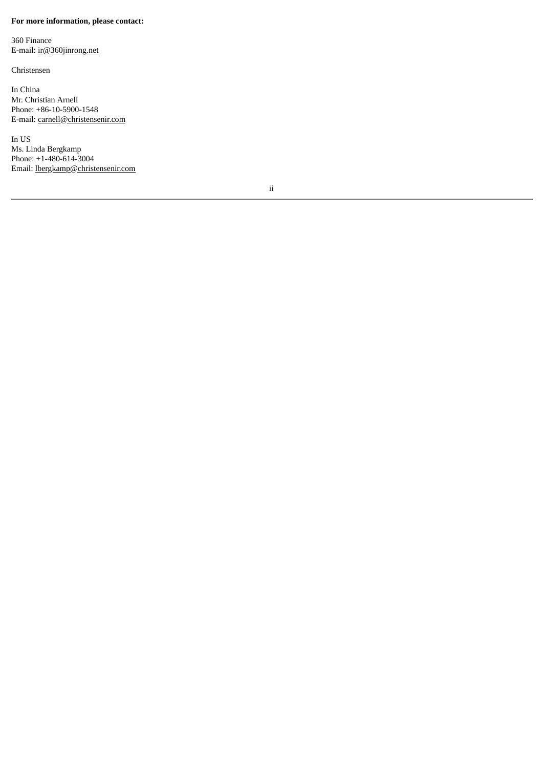**For more information, please contact:**

360 Finance
E-mail: ir@360jinrong.net

Christensen

In China
Mr. Christian Arnell
Phone: +86-10-5900-1548
E-mail: carnell@christensenir.com

In US
Ms. Linda Bergkamp
Phone: +1-480-614-3004
Email: lbergkamp@christensenir.com